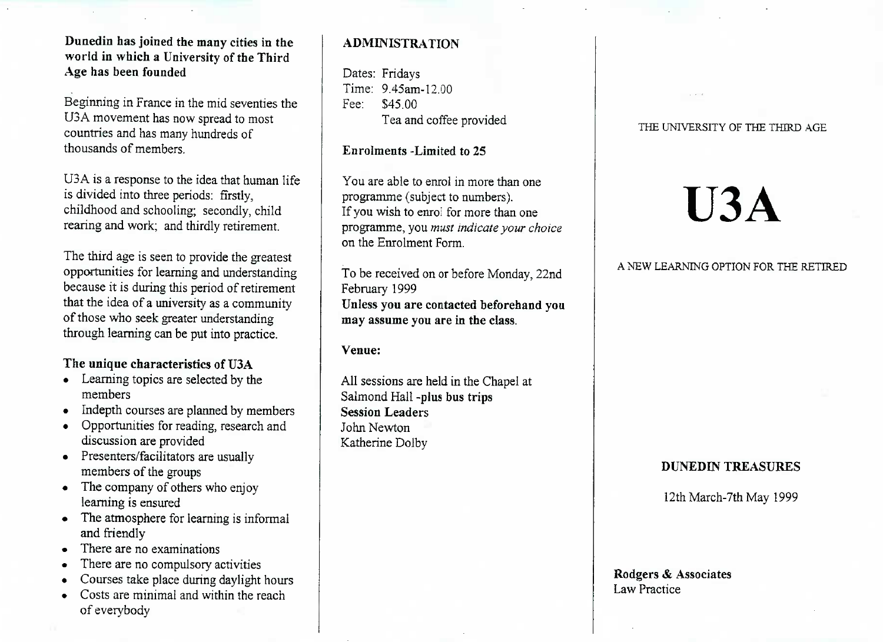**Dunedin has joined the many cities in the world in which a University of the Third Age has been founded**

Beginning in France in the mid seventies the U3A movement has now spread to most countries and has many hundreds of thousands of members.

U3A is a response to the idea that human life is divided into three periods: firstly, childhood and schooling; secondly, child rearing and work; and thirdly retirement.

The third age is seen to provide the greatest opportunities for learning and understanding because it is during this period of retirement that the idea of a university as a community of those who seek greater understanding through learning can be put into practice.

**The unique characteristics of U3A**

- Learning topics are selected by the members
- Indepth courses are planned by members
- Opportunities for reading, research and discussion are provided
- Presenters/facilitators are usually members of the groups
- The company of others who enjoy learning is ensured
- The atmosphere for learning is informal and friendly
- There are no examinations
- There are no compulsory activities
- Courses take place during daylight hours
- Costs are minimal and within the reach of everybody

## ADMINISTRATION

Dates: Fridays
Time: 9.45am-12.00
Fee: $45.00
Tea and coffee provided

**Enrolments -Limited to 25**

You are able to enrol in more than one programme (subject to numbers).
If you wish to enrol for more than one programme, you *must indicate your choice* on the Enrolment Form.

To be received on or before Monday, 22nd February 1999
**Unless you are contacted beforehand you may assume you are in the class.**

**Venue:**

All sessions are held in the Chapel at Salmond Hall -**plus bus trips**
**Session Leaders**
John Newton
Katherine Dolby

THE UNIVERSITY OF THE THIRD AGE

# U3A

A NEW LEARNING OPTION FOR THE RETIRED

**DUNEDIN TREASURES**

12th March-7th May 1999

**Rodgers & Associates**
Law Practice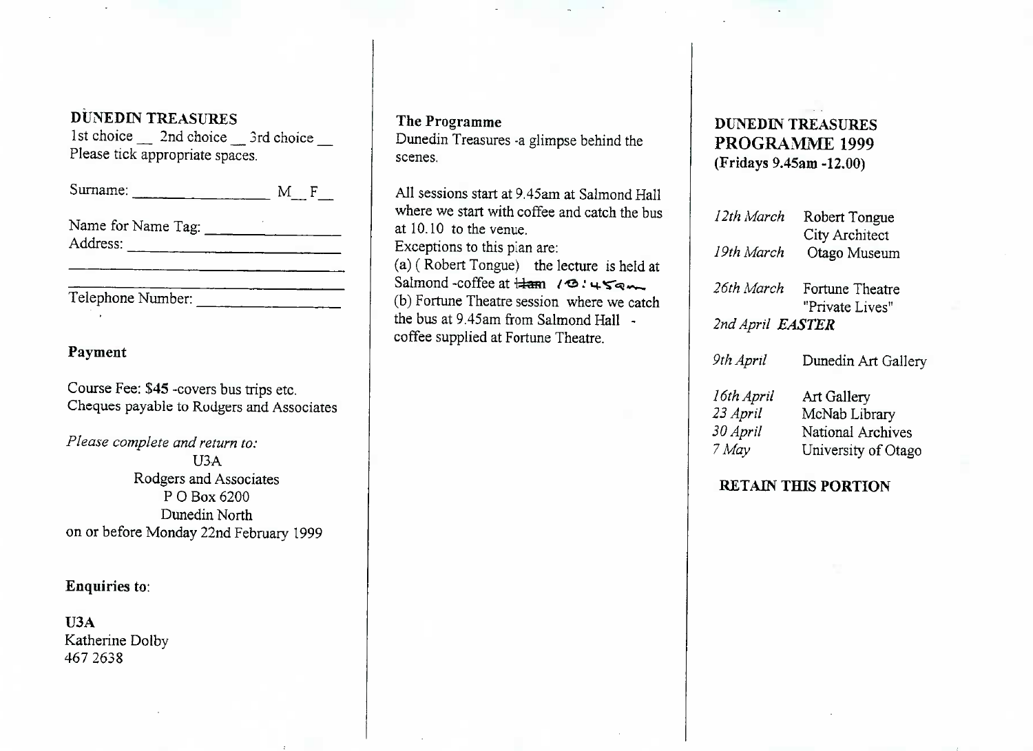**DUNEDIN TREASURES**

1st choice __ 2nd choice __ 3rd choice __
Please tick appropriate spaces.

Surname: ________________ M__ F__

Name for Name Tag: ________________
Address: ________________________

________________________________

________________________________

Telephone Number: ________________

**Payment**

Course Fee: $**45** -covers bus trips etc.
Cheques payable to Rodgers and Associates

*Please complete and return to:*

U3A
Rodgers and Associates
P O Box 6200
Dunedin North
on or before Monday 22nd February 1999

**Enquiries to**:

**U3A**
Katherine Dolby
467 2638

**The Programme**

Dunedin Treasures -a glimpse behind the scenes.

All sessions start at 9.45am at Salmond Hall where we start with coffee and catch the bus at 10.10 to the venue.
Exceptions to this plan are:
(a) ( Robert Tongue) the lecture is held at Salmond -coffee at ~~11am~~ 10:45am
(b) Fortune Theatre session where we catch the bus at 9.45am from Salmond Hall - coffee supplied at Fortune Theatre.

**DUNEDIN TREASURES**
**PROGRAMME 1999**
**(Fridays 9.45am -12.00)**

| | |
|---|---|
| *12th March* | Robert Tongue City Architect |
| *19th March* | Otago Museum |
| *26th March* | Fortune Theatre "Private Lives" |
| *2nd April* | ***EASTER*** |
| *9th April* | Dunedin Art Gallery |
| *16th April* | Art Gallery |
| *23 April* | McNab Library |
| *30 April* | National Archives |
| *7 May* | University of Otago |

**RETAIN THIS PORTION**